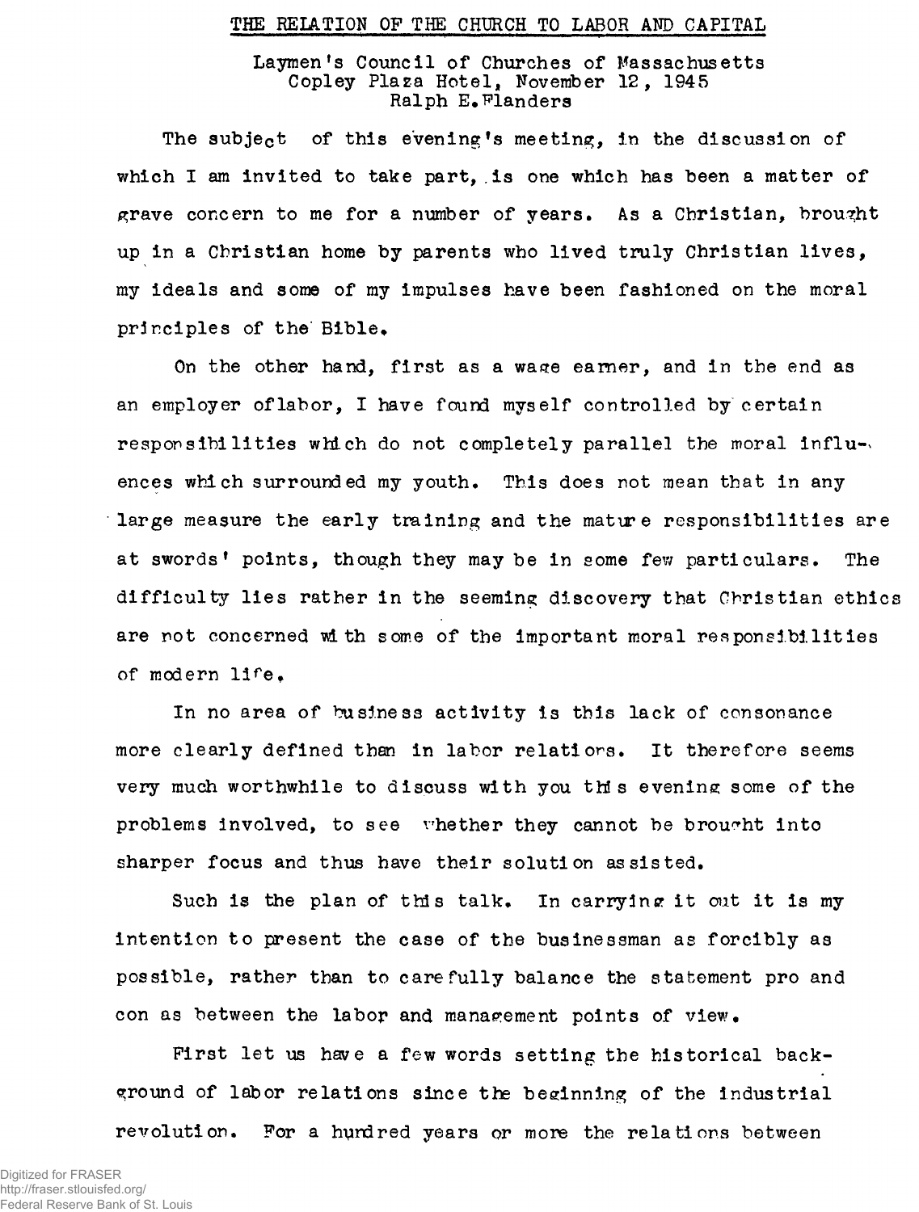# THE RELATION OF THE CHURCH TO LABOR AND CAPITAL

Laymen's Council of Churches of Massachusetts
Copley Plaza Hotel, November 12, 1945
Ralph E. Flanders

The subject of this evening's meeting, in the discussion of which I am invited to take part, is one which has been a matter of grave concern to me for a number of years. As a Christian, brought up in a Christian home by parents who lived truly Christian lives, my ideals and some of my impulses have been fashioned on the moral principles of the Bible.

On the other hand, first as a wage earner, and in the end as an employer of labor, I have found myself controlled by certain responsibilities which do not completely parallel the moral influences which surrounded my youth. This does not mean that in any large measure the early training and the mature responsibilities are at swords' points, though they may be in some few particulars. The difficulty lies rather in the seeming discovery that Christian ethics are not concerned with some of the important moral responsibilities of modern life.

In no area of business activity is this lack of consonance more clearly defined than in labor relations. It therefore seems very much worthwhile to discuss with you this evening some of the problems involved, to see whether they cannot be brought into sharper focus and thus have their solution assisted.

Such is the plan of this talk. In carrying it out it is my intention to present the case of the businessman as forcibly as possible, rather than to carefully balance the statement pro and con as between the labor and management points of view.

First let us have a few words setting the historical background of labor relations since the beginning of the industrial revolution. For a hundred years or more the relations between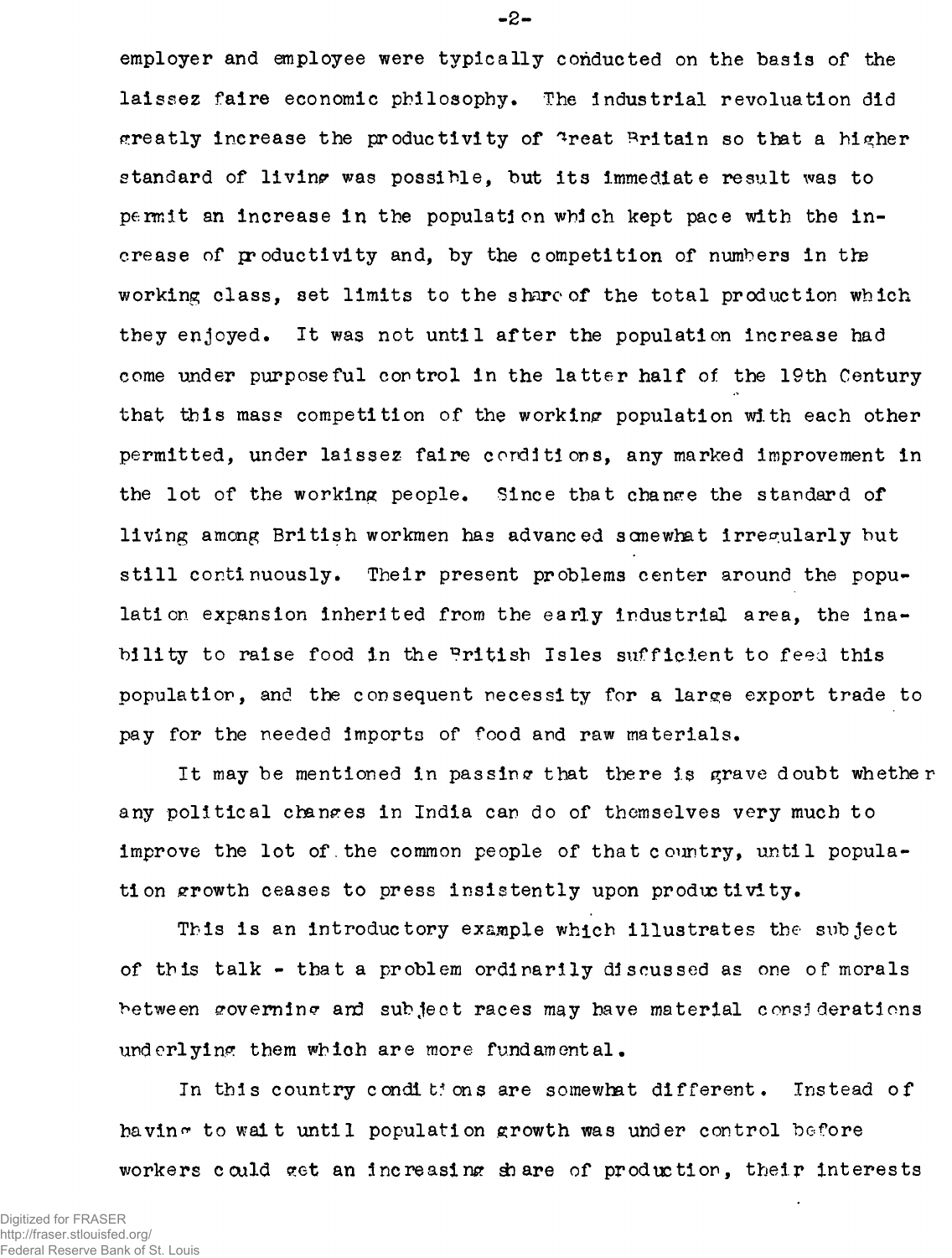employer and employee were typically conducted on the basis of the laissez faire economic philosophy. The industrial revoluation did greatly increase the productivity of Great Britain so that a higher standard of living was possible, but its immediate result was to permit an increase in the population which kept pace with the increase of productivity and, by the competition of numbers in the working class, set limits to the share of the total production which they enjoyed. It was not until after the population increase had come under purposeful control in the latter half of the 19th Century that this mass competition of the working population with each other permitted, under laissez faire conditions, any marked improvement in the lot of the working people. Since that change the standard of living among British workmen has advanced somewhat irregularly but still continuously. Their present problems center around the population expansion inherited from the early industrial area, the inability to raise food in the British Isles sufficient to feed this population, and the consequent necessity for a large export trade to pay for the needed imports of food and raw materials.

It may be mentioned in passing that there is grave doubt whether any political changes in India can do of themselves very much to improve the lot of the common people of that country, until population growth ceases to press insistently upon productivity.

This is an introductory example which illustrates the subject of this talk - that a problem ordinarily discussed as one of morals between governing and subject races may have material considerations underlying them which are more fundamental.

In this country conditions are somewhat different. Instead of having to wait until population growth was under control before workers could get an increasing share of production, their interests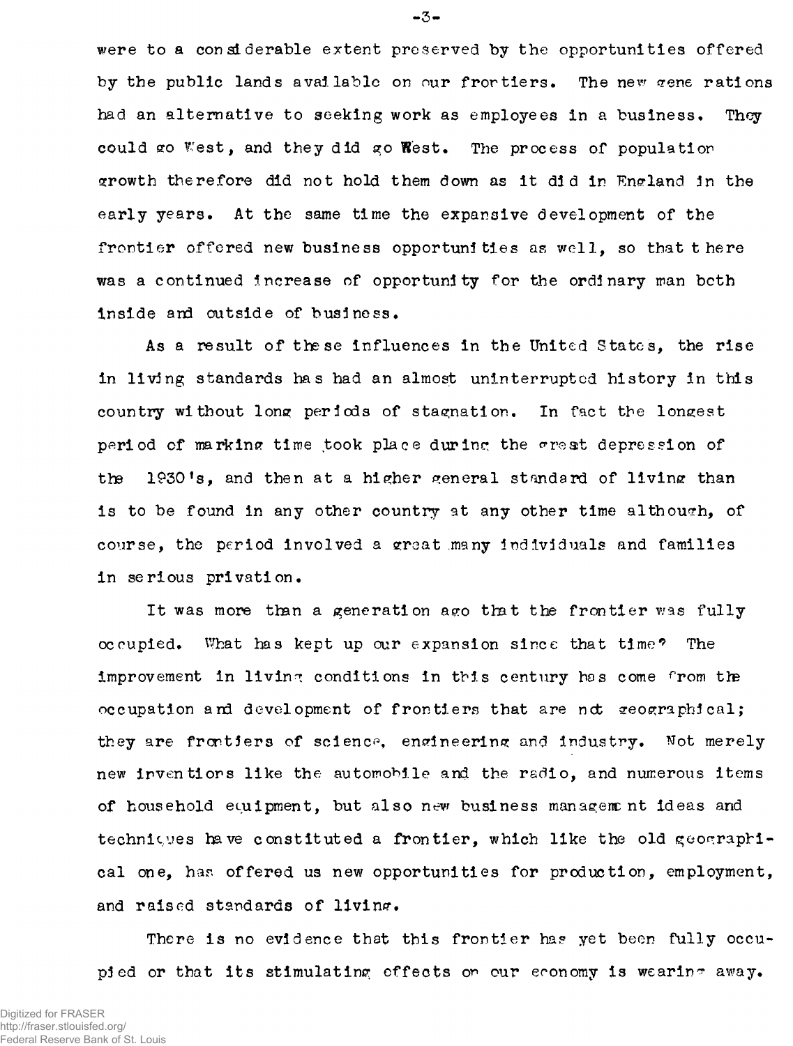were to a considerable extent preserved by the opportunities offered by the public lands available on our frontiers. The new generations had an alternative to seeking work as employees in a business. They could go West, and they did go West. The process of population growth therefore did not hold them down as it did in England in the early years. At the same time the expansive development of the frontier offered new business opportunities as well, so that there was a continued increase of opportunity for the ordinary man both inside and outside of business.

As a result of these influences in the United States, the rise in living standards has had an almost uninterrupted history in this country without long periods of stagnation. In fact the longest period of marking time took place during the great depression of the 1930's, and then at a higher general standard of living than is to be found in any other country at any other time although, of course, the period involved a great many individuals and families in serious privation.

It was more than a generation ago that the frontier was fully occupied. What has kept up our expansion since that time? The improvement in living conditions in this century has come from the occupation and development of frontiers that are not geographical; they are frontiers of science, engineering and industry. Not merely new inventions like the automobile and the radio, and numerous items of household equipment, but also new business management ideas and techniques have constituted a frontier, which like the old geographical one, has offered us new opportunities for production, employment, and raised standards of living.

There is no evidence that this frontier has yet been fully occupied or that its stimulating effects on our economy is wearing away.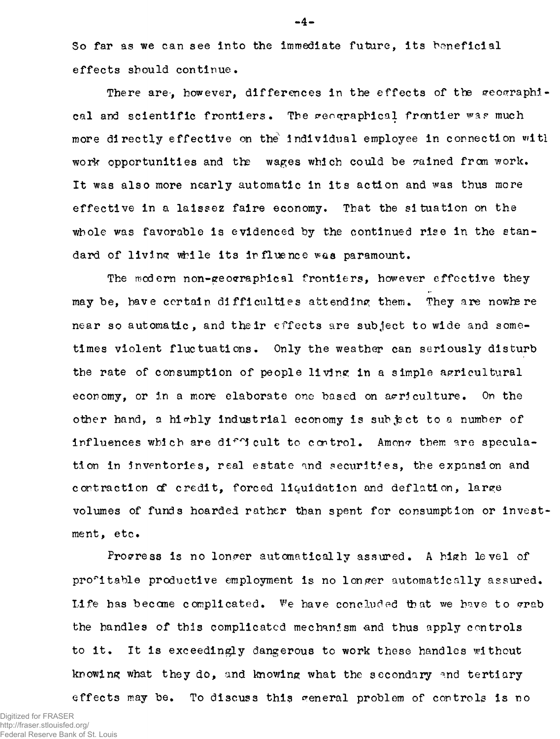So far as we can see into the immediate future, its beneficial effects should continue.

There are, however, differences in the effects of the geographical and scientific frontiers. The geographical frontier was much more directly effective on the individual employee in connection with work opportunities and the wages which could be gained from work. It was also more nearly automatic in its action and was thus more effective in a laissez faire economy. That the situation on the whole was favorable is evidenced by the continued rise in the standard of living while its influence was paramount.

The modern non-geographical frontiers, however effective they may be, have certain difficulties attending them. They are nowhere near so automatic, and their effects are subject to wide and sometimes violent fluctuations. Only the weather can seriously disturb the rate of consumption of people living in a simple agricultural economy, or in a more elaborate one based on agriculture. On the other hand, a highly industrial economy is subject to a number of influences which are difficult to control. Among them are speculation in inventories, real estate and securities, the expansion and contraction of credit, forced liquidation and deflation, large volumes of funds hoarded rather than spent for consumption or investment, etc.

Progress is no longer automatically assured. A high level of profitable productive employment is no longer automatically assured. Life has become complicated. We have concluded that we have to grab the handles of this complicated mechanism and thus apply controls to it. It is exceedingly dangerous to work these handles without knowing what they do, and knowing what the secondary and tertiary effects may be. To discuss this general problem of controls is no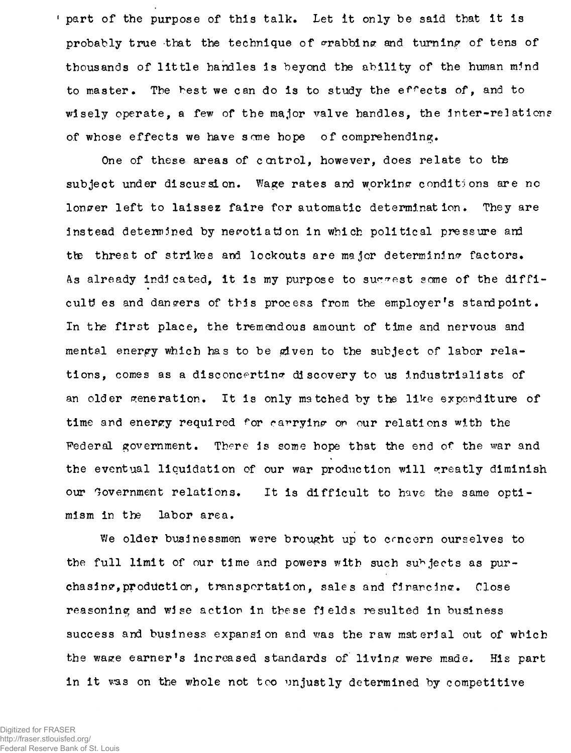part of the purpose of this talk. Let it only be said that it is probably true that the technique of grabbing and turning of tens of thousands of little handles is beyond the ability of the human mind to master. The best we can do is to study the effects of, and to wisely operate, a few of the major valve handles, the inter-relations of whose effects we have some hope of comprehending.

One of these areas of control, however, does relate to the subject under discussion. Wage rates and working conditions are no longer left to laissez faire for automatic determination. They are instead determined by negotiation in which political pressure and the threat of strikes and lockouts are major determining factors. As already indicated, it is my purpose to suggest some of the difficulties and dangers of this process from the employer's standpoint. In the first place, the tremendous amount of time and nervous and mental energy which has to be given to the subject of labor relations, comes as a disconcerting discovery to us industrialists of an older generation. It is only matched by the like expenditure of time and energy required for carrying on our relations with the Federal government. There is some hope that the end of the war and the eventual liquidation of our war production will greatly diminish our Government relations. It is difficult to have the same optimism in the labor area.

We older businessmen were brought up to concern ourselves to the full limit of our time and powers with such subjects as purchasing, production, transportation, sales and financing. Close reasoning and wise action in these fields resulted in business success and business expansion and was the raw material out of which the wage earner's increased standards of living were made. His part in it was on the whole not too unjustly determined by competitive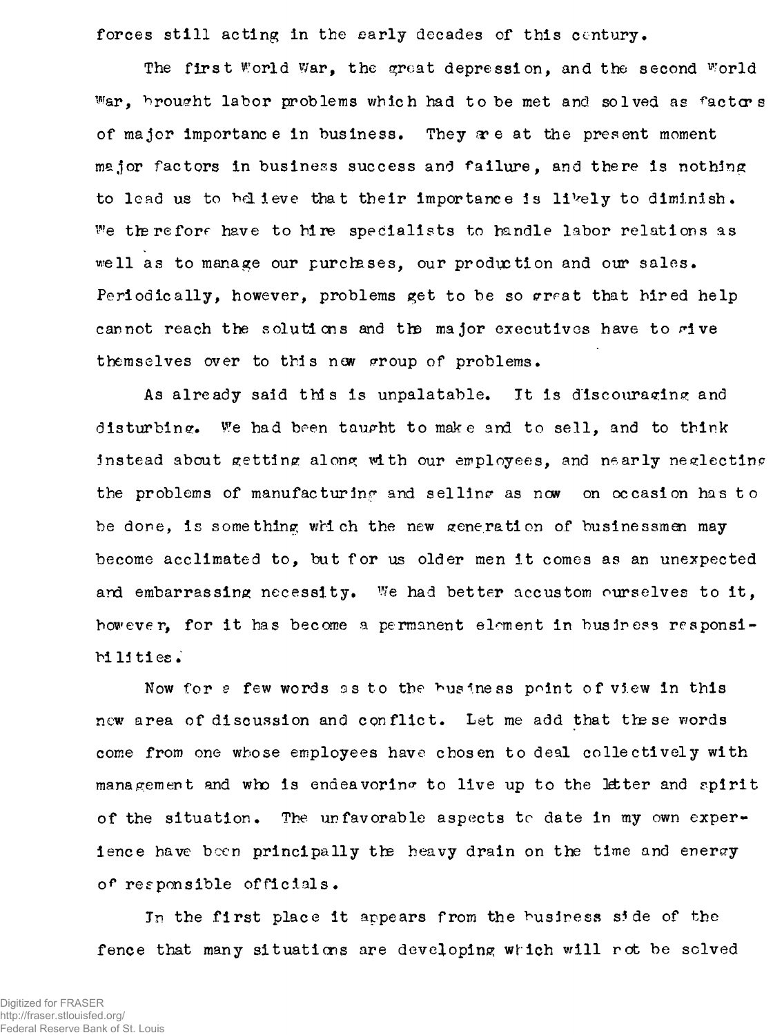forces still acting in the early decades of this century.

The first World War, the great depression, and the second World War, brought labor problems which had to be met and solved as factors of major importance in business. They are at the present moment major factors in business success and failure, and there is nothing to lead us to believe that their importance is likely to diminish. We therefore have to hire specialists to handle labor relations as well as to manage our purchases, our production and our sales. Periodically, however, problems get to be so great that hired help cannot reach the solutions and the major executives have to give themselves over to this new group of problems.

As already said this is unpalatable. It is discouraging and disturbing. We had been taught to make and to sell, and to think instead about getting along with our employees, and nearly neglecting the problems of manufacturing and selling as now on occasion has to be done, is something which the new generation of businessmen may become acclimated to, but for us older men it comes as an unexpected and embarrassing necessity. We had better accustom ourselves to it, however, for it has become a permanent element in business responsibilities.

Now for a few words as to the business point of view in this new area of discussion and conflict. Let me add that these words come from one whose employees have chosen to deal collectively with management and who is endeavoring to live up to the letter and spirit of the situation. The unfavorable aspects to date in my own experience have been principally the heavy drain on the time and energy of responsible officials.

In the first place it appears from the business side of the fence that many situations are developing which will not be solved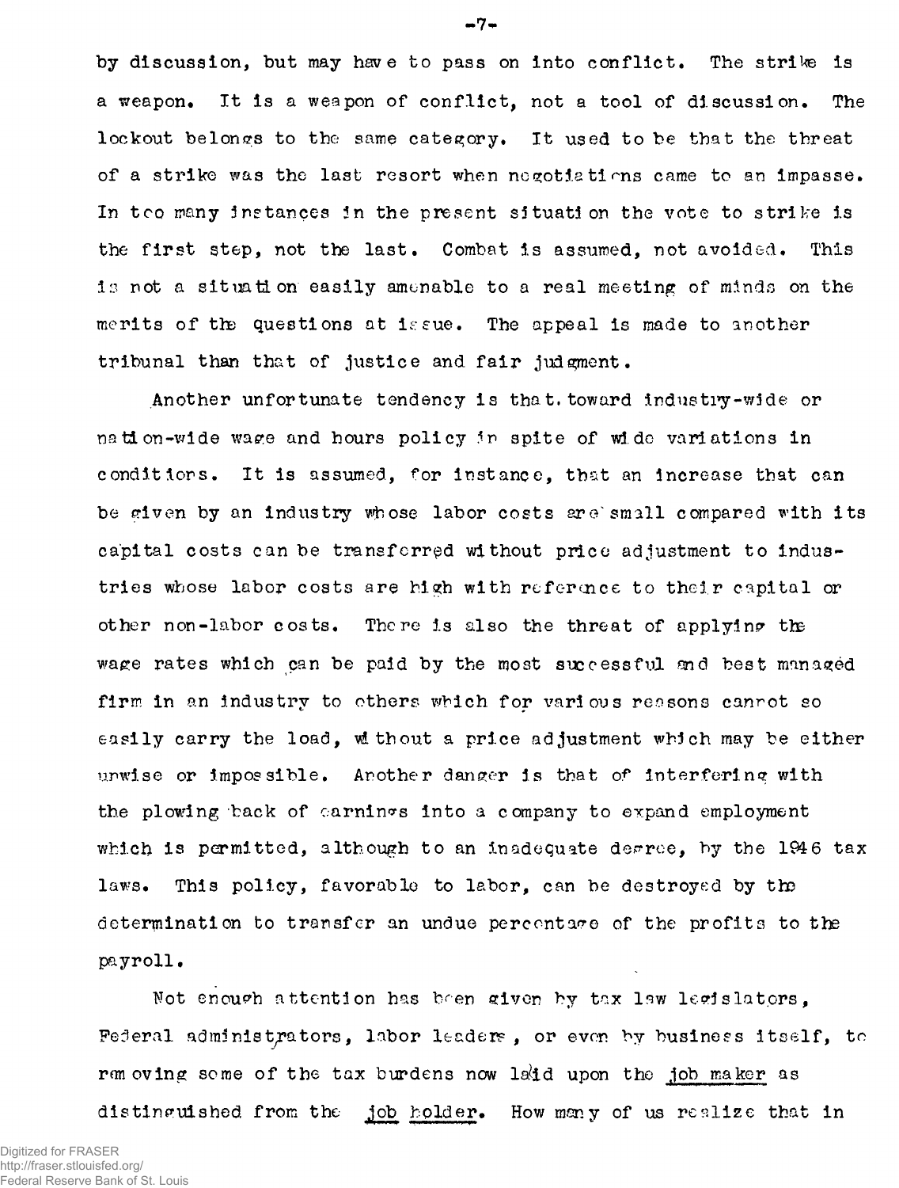by discussion, but may have to pass on into conflict. The strike is a weapon. It is a weapon of conflict, not a tool of discussion. The lockout belongs to the same category. It used to be that the threat of a strike was the last resort when negotiations came to an impasse. In too many instances in the present situation the vote to strike is the first step, not the last. Combat is assumed, not avoided. This is not a situation easily amenable to a real meeting of minds on the merits of the questions at issue. The appeal is made to another tribunal than that of justice and fair judgment.

Another unfortunate tendency is that toward industry-wide or nation-wide wage and hours policy in spite of wide variations in conditions. It is assumed, for instance, that an increase that can be given by an industry whose labor costs are small compared with its capital costs can be transferred without price adjustment to industries whose labor costs are high with reference to their capital or other non-labor costs. There is also the threat of applying the wage rates which can be paid by the most successful and best managed firm in an industry to others which for various reasons cannot so easily carry the load, without a price adjustment which may be either unwise or impossible. Another danger is that of interfering with the plowing back of earnings into a company to expand employment which is permitted, although to an inadequate degree, by the 1946 tax laws. This policy, favorable to labor, can be destroyed by the determination to transfer an undue percentage of the profits to the payroll.

Not enough attention has been given by tax law legislators, Federal administrators, labor leaders, or even by business itself, to removing some of the tax burdens now laid upon the _job maker_ as distinguished from the _job holder_. How many of us realize that in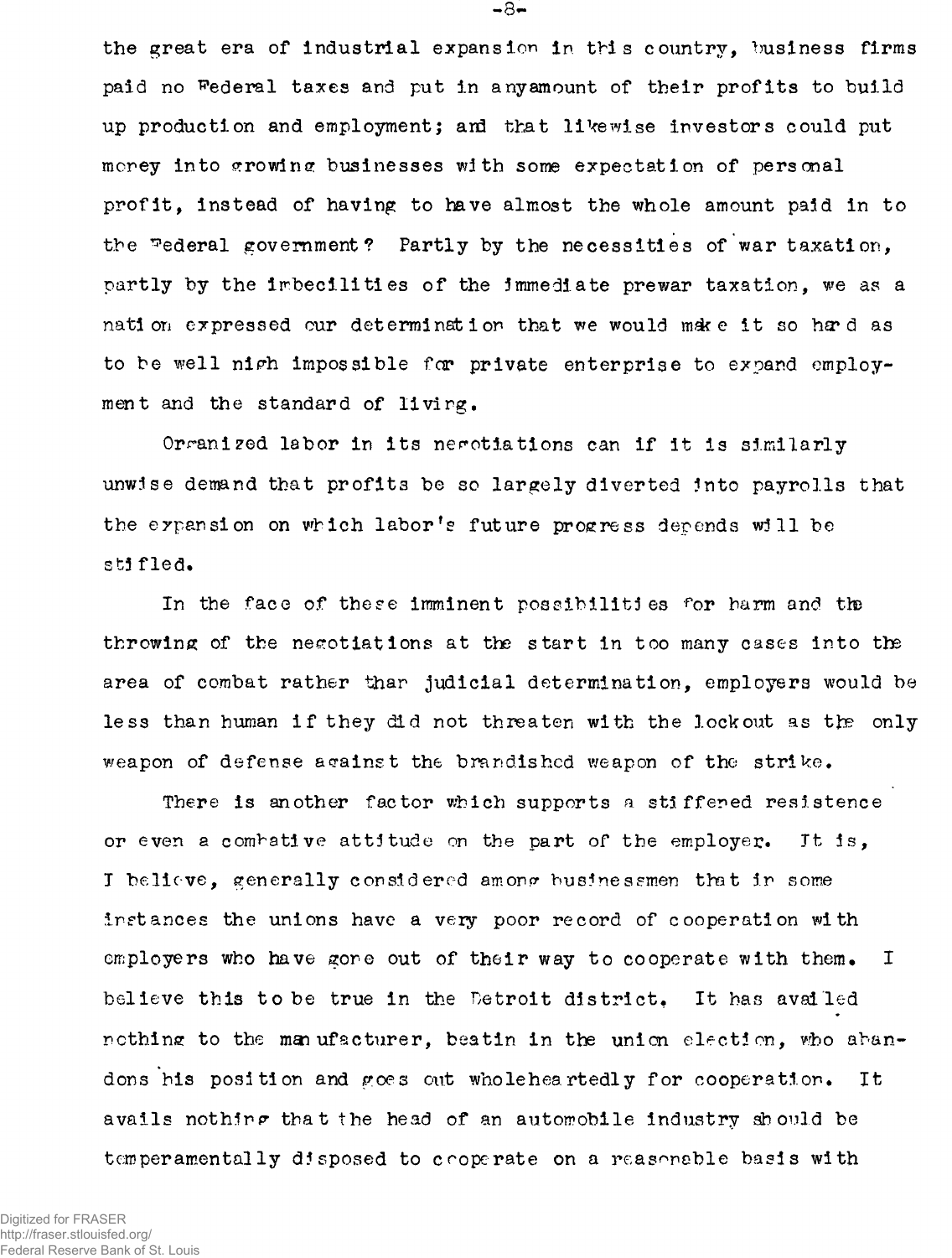the great era of industrial expansion in this country, business firms paid no Federal taxes and put in any amount of their profits to build up production and employment; and that likewise investors could put money into growing businesses with some expectation of personal profit, instead of having to have almost the whole amount paid in to the Federal government? Partly by the necessities of war taxation, partly by the imbecilities of the immediate prewar taxation, we as a nation expressed our determination that we would make it so hard as to be well nigh impossible for private enterprise to expand employment and the standard of living.

Organized labor in its negotiations can if it is similarly unwise demand that profits be so largely diverted into payrolls that the expansion on which labor's future progress depends will be stifled.

In the face of these imminent possibilities for harm and the throwing of the negotiations at the start in too many cases into the area of combat rather than judicial determination, employers would be less than human if they did not threaten with the lockout as the only weapon of defense against the brandished weapon of the strike.

There is another factor which supports a stiffened resistence or even a combative attitude on the part of the employer. It is, I believe, generally considered among businessmen that in some instances the unions have a very poor record of cooperation with employers who have gone out of their way to cooperate with them. I believe this to be true in the Detroit district. It has availed nothing to the manufacturer, beatin in the union election, who abandons his position and goes out wholeheartedly for cooperation. It avails nothing that the head of an automobile industry should be temperamentally disposed to cooperate on a reasonable basis with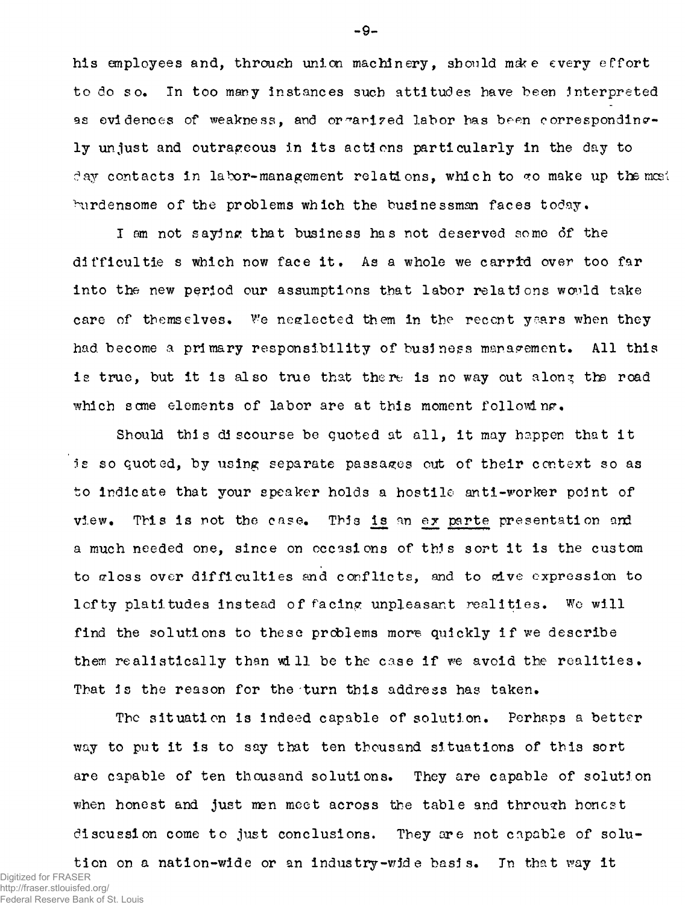his employees and, through union machinery, should make every effort to do so. In too many instances such attitudes have been interpreted as evidences of weakness, and organized labor has been correspondingly unjust and outrageous in its actions particularly in the day to day contacts in labor-management relations, which to go make up the most burdensome of the problems which the businessman faces today.

I am not saying that business has not deserved some of the difficulties which now face it. As a whole we carried over too far into the new period our assumptions that labor relations would take care of themselves. We neglected them in the recent years when they had become a primary responsibility of business management. All this is true, but it is also true that there is no way out along the road which some elements of labor are at this moment following.

Should this discourse be quoted at all, it may happen that it is so quoted, by using separate passages out of their context so as to indicate that your speaker holds a hostile anti-worker point of view. This is not the case. This <u>is</u> an <u>ex parte</u> presentation and a much needed one, since on occasions of this sort it is the custom to gloss over difficulties and conflicts, and to give expression to lofty platitudes instead of facing unpleasant realities. We will find the solutions to these problems more quickly if we describe them realistically than will be the case if we avoid the realities. That is the reason for the turn this address has taken.

The situation is indeed capable of solution. Perhaps a better way to put it is to say that ten thousand situations of this sort are capable of ten thousand solutions. They are capable of solution when honest and just men meet across the table and through honest discussion come to just conclusions. They are not capable of solution on a nation-wide or an industry-wide basis. In that way it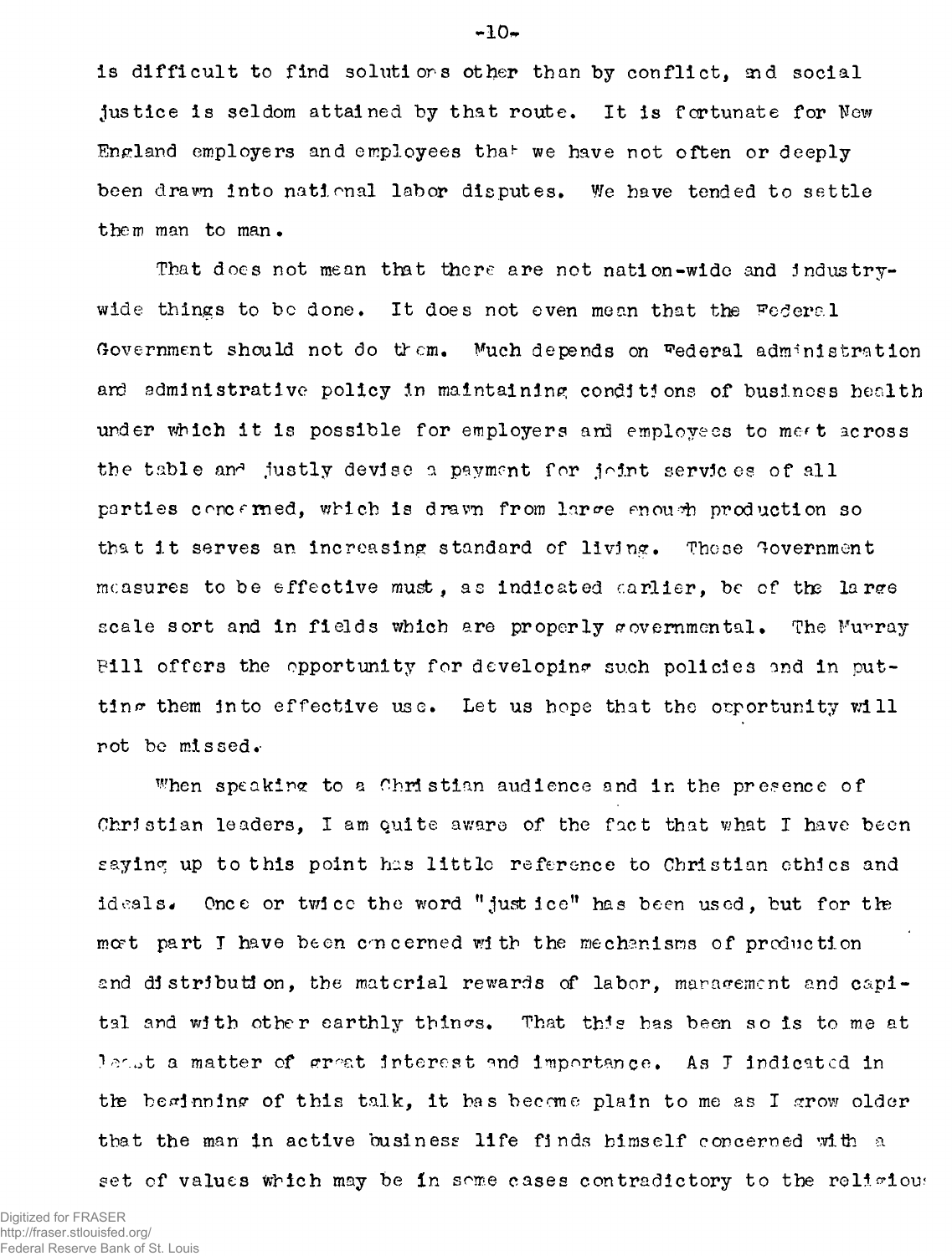is difficult to find solutions other than by conflict, and social justice is seldom attained by that route. It is fortunate for New England employers and employees that we have not often or deeply been drawn into national labor disputes. We have tended to settle them man to man.

That does not mean that there are not nation-wide and industry-wide things to be done. It does not even mean that the Federal Government should not do them. Much depends on Federal administration and administrative policy in maintaining conditions of business health under which it is possible for employers and employees to meet across the table and justly devise a payment for joint services of all parties concerned, which is drawn from large enough production so that it serves an increasing standard of living. These Government measures to be effective must, as indicated earlier, be of the large scale sort and in fields which are properly governmental. The Murray Bill offers the opportunity for developing such policies and in putting them into effective use. Let us hope that the opportunity will not be missed.

When speaking to a Christian audience and in the presence of Christian leaders, I am quite aware of the fact that what I have been saying up to this point has little reference to Christian ethics and ideals. Once or twice the word "justice" has been used, but for the most part I have been concerned with the mechanisms of production and distribution, the material rewards of labor, management and capital and with other earthly things. That this has been so is to me at least a matter of great interest and importance. As I indicated in the beginning of this talk, it has become plain to me as I grow older that the man in active business life finds himself concerned with a set of values which may be in some cases contradictory to the religious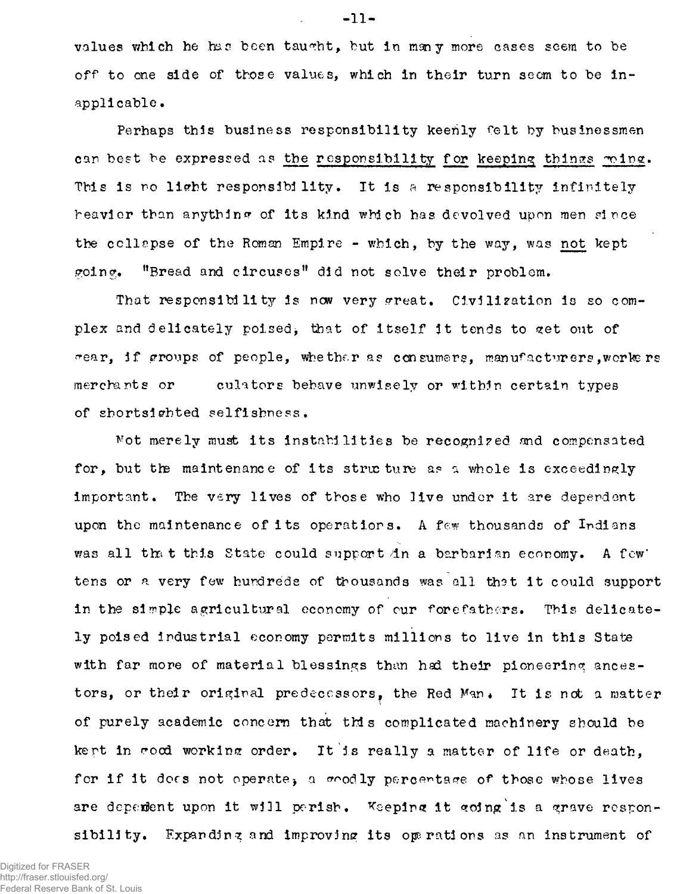values which he has been taught, but in many more cases seem to be off to one side of those values, which in their turn seem to be inapplicable.

Perhaps this business responsibility keenly felt by businessmen can best be expressed as the responsibility for keeping things going. This is no light responsibility. It is a responsibility infinitely heavier than anything of its kind which has devolved upon men since the collapse of the Roman Empire - which, by the way, was not kept going. "Bread and circuses" did not solve their problem.

That responsibility is now very great. Civilization is so complex and delicately poised, that of itself it tends to get out of gear, if groups of people, whether as consumers, manufacturers, workers merchants or culators behave unwisely or within certain types of shortsighted selfishness.

Not merely must its instabilities be recognized and compensated for, but the maintenance of its structure as a whole is exceedingly important. The very lives of those who live under it are dependent upon the maintenance of its operations. A few thousands of Indians was all that this State could support in a barbarian economy. A few tens or a very few hundreds of thousands was all that it could support in the simple agricultural economy of our forefathers. This delicately poised industrial economy permits millions to live in this State with far more of material blessings than had their pioneering ancestors, or their original predecessors, the Red Man. It is not a matter of purely academic concern that this complicated machinery should be kept in good working order. It is really a matter of life or death, for if it does not operate, a goodly percentage of those whose lives are dependent upon it will perish. Keeping it going is a grave responsibility. Expanding and improving its operations as an instrument of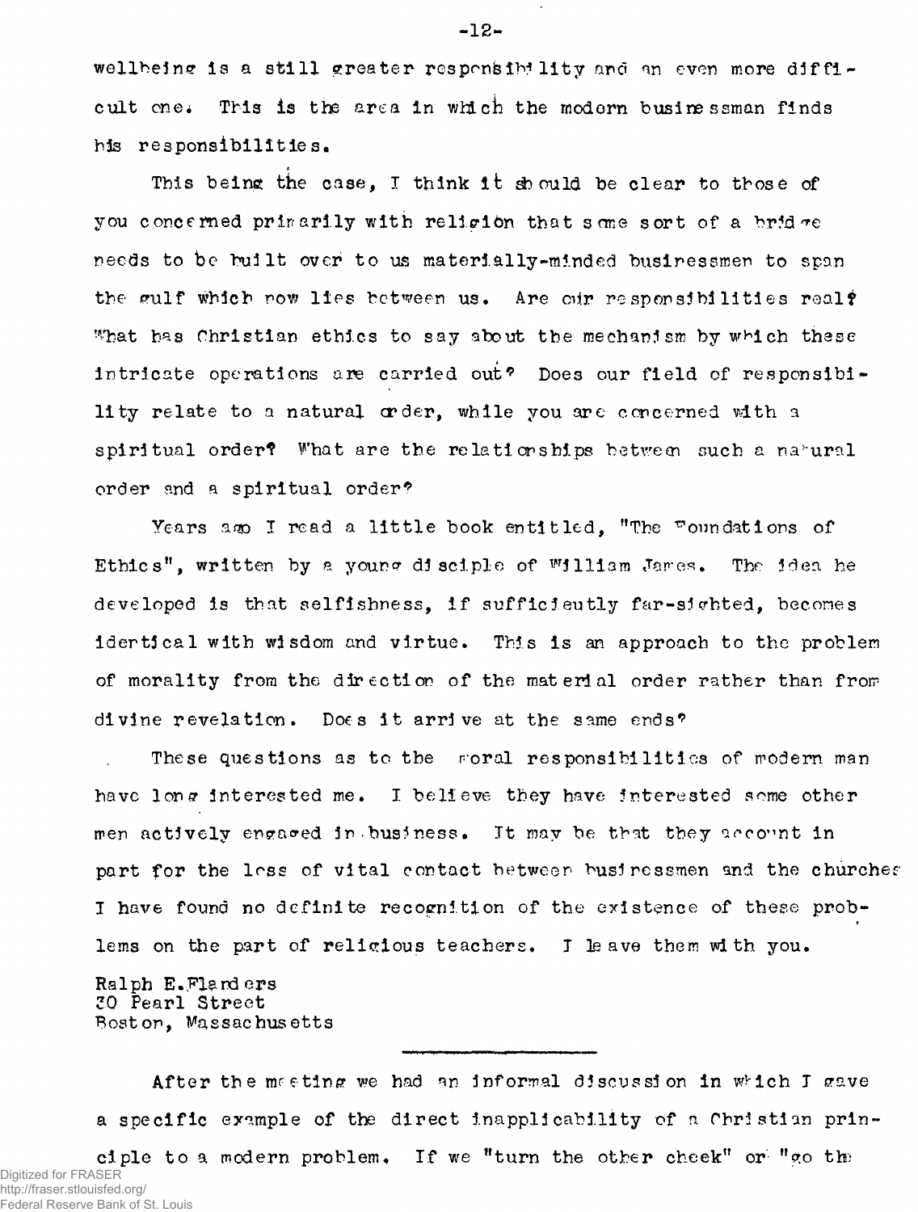wellbeing is a still greater responsibility and an even more difficult one. This is the area in which the modern businessman finds his responsibilities.

This being the case, I think it should be clear to those of you concerned primarily with religion that some sort of a bridge needs to be built over to us materially-minded businessmen to span the gulf which now lies between us. Are our responsibilities real? What has Christian ethics to say about the mechanism by which these intricate operations are carried out? Does our field of responsibility relate to a natural order, while you are concerned with a spiritual order? What are the relationships between such a natural order and a spiritual order?

Years ago I read a little book entitled, "The Foundations of Ethics", written by a young disciple of William James. The idea he developed is that selfishness, if sufficiently far-sighted, becomes identical with wisdom and virtue. This is an approach to the problem of morality from the direction of the material order rather than from divine revelation. Does it arrive at the same ends?

These questions as to the moral responsibilities of modern man have long interested me. I believe they have interested some other men actively engaged in business. It may be that they account in part for the loss of vital contact between businessmen and the churches. I have found no definite recognition of the existence of these problems on the part of religious teachers. I leave them with you.

Ralph E. Flanders
30 Pearl Street
Boston, Massachusetts

---

After the meeting we had an informal discussion in which I gave a specific example of the direct inapplicability of a Christian principle to a modern problem. If we "turn the other cheek" or "go the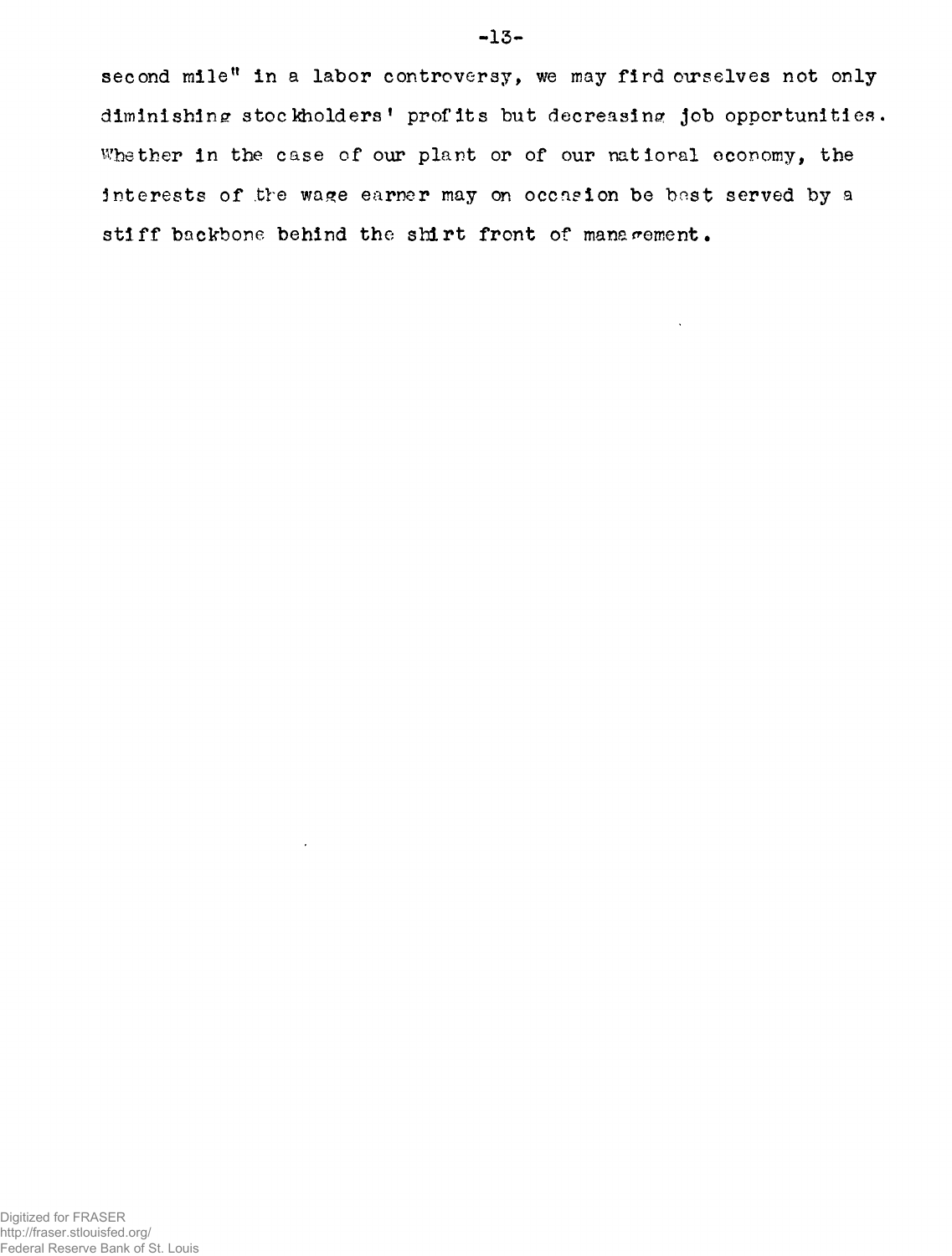second mile" in a labor controversy, we may find ourselves not only diminishing stockholders' profits but decreasing job opportunities. Whether in the case of our plant or of our national economy, the interests of the wage earner may on occasion be best served by a stiff backbone behind the shirt front of management.